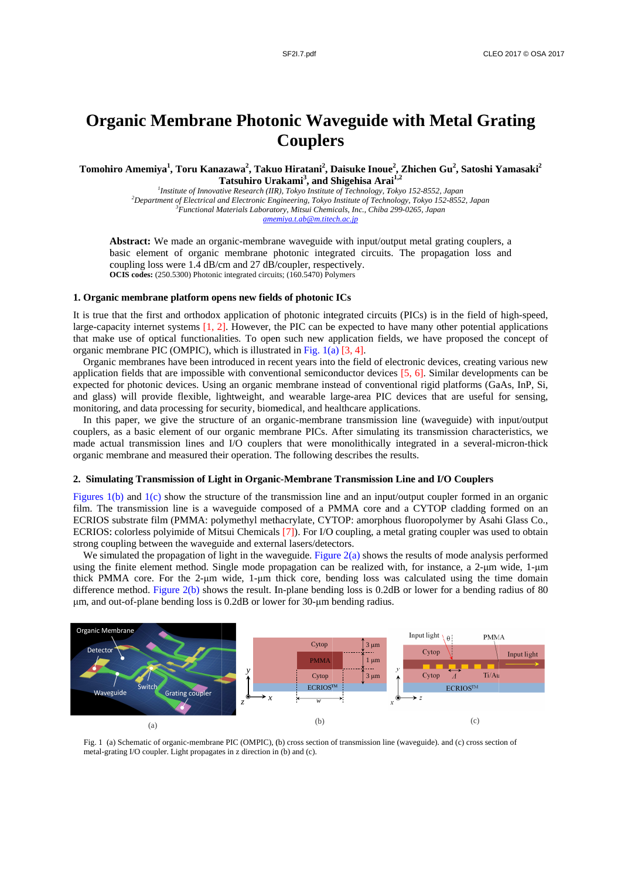# Organic Membrane Photonic Waveguide with Metal Grating Couplers

**Tomohiro Amemiya[1], Toru Kanazawa[2], Takuo Hiratani[2], Daisuke Inoue[2], Zhichen Gu[2], Satoshi Yamasaki[2] Tatsuhiro Urakami[3], and Shigehisa Arai[1,2]**

[1] *Institute of Innovative Research (IIR), Tokyo Institute of Technology, Tokyo 152-8552, Japan*
[2] *Department of Electrical and Electronic Engineering, Tokyo Institute of Technology, Tokyo 152-8552, Japan*
[3] *Functional Materials Laboratory, Mitsui Chemicals, Inc., Chiba 299-0265, Japan*
*amemiya.t.ab@m.titech.ac.jp*

**Abstract:** We made an organic-membrane waveguide with input/output metal grating couplers, a basic element of organic membrane photonic integrated circuits. The propagation loss and coupling loss were 1.4 dB/cm and 27 dB/coupler, respectively.
**OCIS codes:** (250.5300) Photonic integrated circuits; (160.5470) Polymers

## 1. Organic membrane platform opens new fields of photonic ICs

It is true that the first and orthodox application of photonic integrated circuits (PICs) is in the field of high-speed, large-capacity internet systems [1, 2]. However, the PIC can be expected to have many other potential applications that make use of optical functionalities. To open such new application fields, we have proposed the concept of organic membrane PIC (OMPIC), which is illustrated in Fig. 1(a) [3, 4].

Organic membranes have been introduced in recent years into the field of electronic devices, creating various new application fields that are impossible with conventional semiconductor devices [5, 6]. Similar developments can be expected for photonic devices. Using an organic membrane instead of conventional rigid platforms (GaAs, InP, Si, and glass) will provide flexible, lightweight, and wearable large-area PIC devices that are useful for sensing, monitoring, and data processing for security, biomedical, and healthcare applications.

In this paper, we give the structure of an organic-membrane transmission line (waveguide) with input/output couplers, as a basic element of our organic membrane PICs. After simulating its transmission characteristics, we made actual transmission lines and I/O couplers that were monolithically integrated in a several-micron-thick organic membrane and measured their operation. The following describes the results.

## 2. Simulating Transmission of Light in Organic-Membrane Transmission Line and I/O Couplers

Figures 1(b) and 1(c) show the structure of the transmission line and an input/output coupler formed in an organic film. The transmission line is a waveguide composed of a PMMA core and a CYTOP cladding formed on an ECRIOS substrate film (PMMA: polymethyl methacrylate, CYTOP: amorphous fluoropolymer by Asahi Glass Co., ECRIOS: colorless polyimide of Mitsui Chemicals [7]). For I/O coupling, a metal grating coupler was used to obtain strong coupling between the waveguide and external lasers/detectors.

We simulated the propagation of light in the waveguide. Figure 2(a) shows the results of mode analysis performed using the finite element method. Single mode propagation can be realized with, for instance, a 2-µm wide, 1-µm thick PMMA core. For the 2-µm wide, 1-µm thick core, bending loss was calculated using the time domain difference method. Figure 2(b) shows the result. In-plane bending loss is 0.2dB or lower for a bending radius of 80 µm, and out-of-plane bending loss is 0.2dB or lower for 30-µm bending radius.

Fig. 1 (a) Schematic of organic-membrane PIC (OMPIC), (b) cross section of transmission line (waveguide). and (c) cross section of metal-grating I/O coupler. Light propagates in z direction in (b) and (c).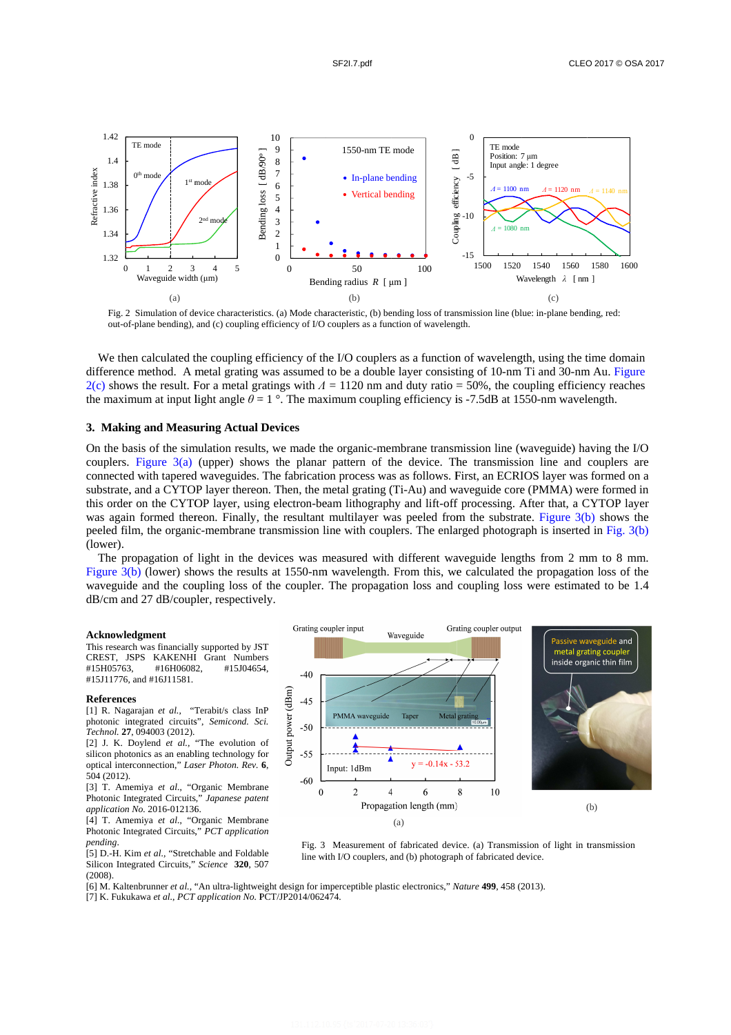TE mode

$0^{th}$ mode

$1^{st}$ mode

$2^{nd}$ mode

Refractive index

1.42
1.4
1.38
1.36
1.34
1.32

0 1 2 3 4 5

Waveguide width (μm)

(a)

1550-nm TE mode

• In-plane bending
• Vertical bending

Bending loss [ dB/90° ]

10 9 8 7 6 5 4 3 2 1 0

0 50 100

Bending radius $R$ [ μm ]

(b)

TE mode
Position: 7 μm
Input angle: 1 degree

$\Lambda$ = 1100 nm
$\Lambda$ = 1120 nm
$\Lambda$ = 1140 nm
$\Lambda$ = 1080 nm

Coupling efficiency [ dB ]

0
-5
-10
-15

1500 1520 1540 1560 1580 1600

Wavelength $\lambda$ [ nm ]

(c)

Fig. 2 Simulation of device characteristics. (a) Mode characteristic, (b) bending loss of transmission line (blue: in-plane bending, red: out-of-plane bending), and (c) coupling efficiency of I/O couplers as a function of wavelength.

We then calculated the coupling efficiency of the I/O couplers as a function of wavelength, using the time domain difference method. A metal grating was assumed to be a double layer consisting of 10-nm Ti and 30-nm Au. Figure 2(c) shows the result. For a metal gratings with $\Lambda$ = 1120 nm and duty ratio = 50%, the coupling efficiency reaches the maximum at input light angle $\theta$ = 1 °. The maximum coupling efficiency is -7.5dB at 1550-nm wavelength.

## 3. Making and Measuring Actual Devices

On the basis of the simulation results, we made the organic-membrane transmission line (waveguide) having the I/O couplers. Figure 3(a) (upper) shows the planar pattern of the device. The transmission line and couplers are connected with tapered waveguides. The fabrication process was as follows. First, an ECRIOS layer was formed on a substrate, and a CYTOP layer thereon. Then, the metal grating (Ti-Au) and waveguide core (PMMA) were formed in this order on the CYTOP layer, using electron-beam lithography and lift-off processing. After that, a CYTOP layer was again formed thereon. Finally, the resultant multilayer was peeled from the substrate. Figure 3(b) shows the peeled film, the organic-membrane transmission line with couplers. The enlarged photograph is inserted in Fig. 3(b) (lower).

The propagation of light in the devices was measured with different waveguide lengths from 2 mm to 8 mm. Figure 3(b) (lower) shows the results at 1550-nm wavelength. From this, we calculated the propagation loss of the waveguide and the coupling loss of the coupler. The propagation loss and coupling loss were estimated to be 1.4 dB/cm and 27 dB/coupler, respectively.

Grating coupler input
Waveguide
Grating coupler output

PMMA waveguide
Taper
Metal grating

Output power (dBm)

-40
-45
-50
-55
-60

Input: 1dBm

y = -0.14x - 53.2

0 2 4 6 8 10

Propagation length (mm)

(a)

Passive waveguide and metal grating coupler inside organic thin film

(b)

Fig. 3 Measurement of fabricated device. (a) Transmission of light in transmission line with I/O couplers, and (b) photograph of fabricated device.

### Acknowledgment

This research was financially supported by JST CREST, JSPS KAKENHI Grant Numbers #15H05763, #16H06082, #15J04654, #15J11776, and #16J11581.

### References

[1] R. Nagarajan *et al.*, "Terabit/s class InP photonic integrated circuits", *Semicond. Sci. Technol.* **27**, 094003 (2012).

[2] J. K. Doylend *et al.*, "The evolution of silicon photonics as an enabling technology for optical interconnection," *Laser Photon. Rev.* **6**, 504 (2012).

[3] T. Amemiya *et al.*, "Organic Membrane Photonic Integrated Circuits," *Japanese patent application No.* 2016-012136.

[4] T. Amemiya *et al.*, "Organic Membrane Photonic Integrated Circuits," *PCT application pending*.

[5] D.-H. Kim *et al.*, "Stretchable and Foldable Silicon Integrated Circuits," *Science* **320**, 507 (2008).

[6] M. Kaltenbrunner *et al.*, "An ultra-lightweight design for imperceptible plastic electronics," *Nature* **499**, 458 (2013).

[7] K. Fukukawa *et al.*, *PCT application No.* PCT/JP2014/062474.